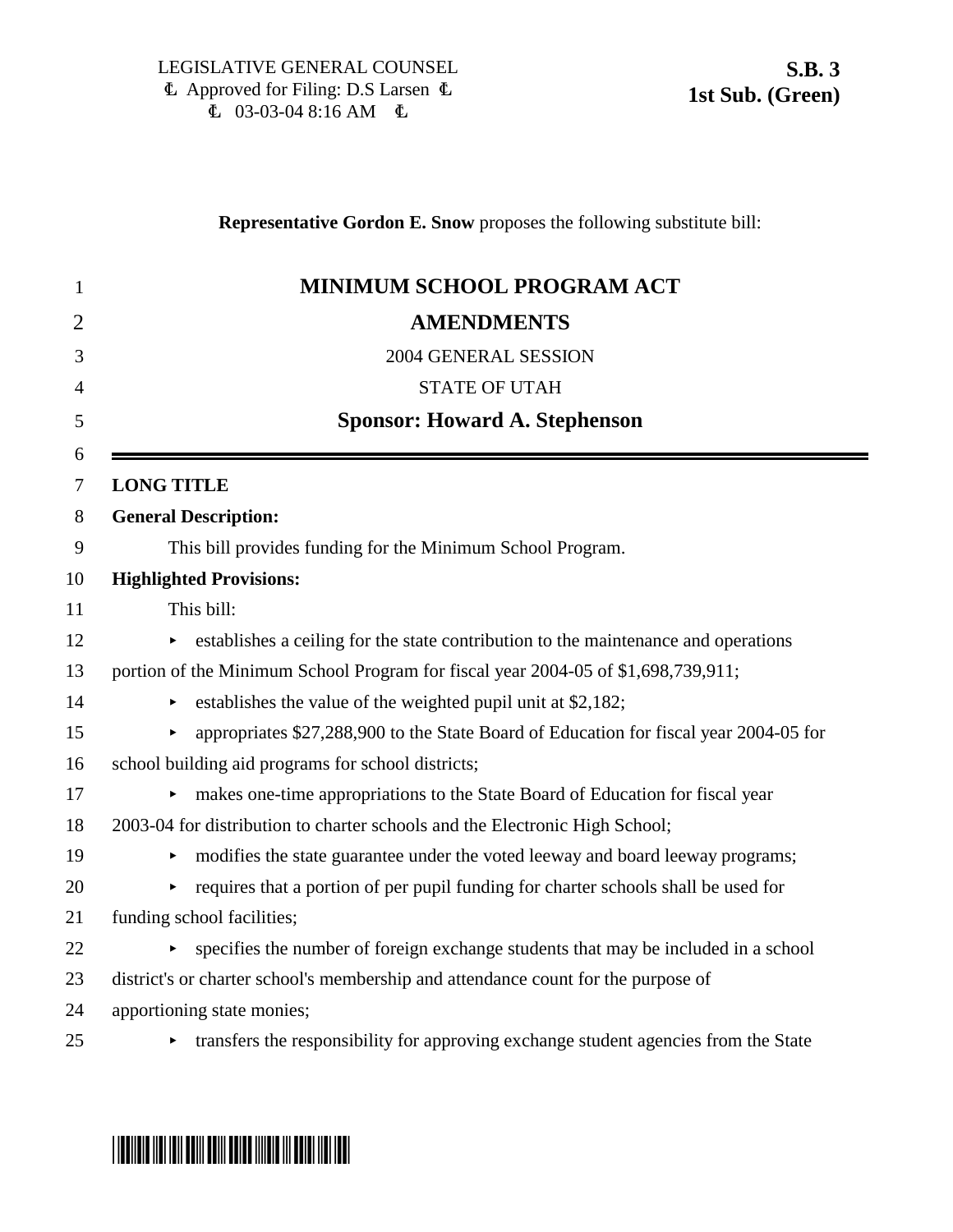LEGISLATIVE GENERAL COUNSEL
Ł Approved for Filing: D.S Larsen Ł
Ł 03-03-04 8:16 AM Ł

**S.B. 3**
**1st Sub. (Green)**

**Representative Gordon E. Snow** proposes the following substitute bill:

1 # MINIMUM SCHOOL PROGRAM ACT
2 # AMENDMENTS

3 2004 GENERAL SESSION

4 STATE OF UTAH

5 **Sponsor: Howard A. Stephenson**

6

7 **LONG TITLE**

8 **General Description:**

9 This bill provides funding for the Minimum School Program.

10 **Highlighted Provisions:**

11 This bill:

12 ▸ establishes a ceiling for the state contribution to the maintenance and operations
13 portion of the Minimum School Program for fiscal year 2004-05 of $1,698,739,911;

14 ▸ establishes the value of the weighted pupil unit at $2,182;

15 ▸ appropriates $27,288,900 to the State Board of Education for fiscal year 2004-05 for
16 school building aid programs for school districts;

17 ▸ makes one-time appropriations to the State Board of Education for fiscal year
18 2003-04 for distribution to charter schools and the Electronic High School;

19 ▸ modifies the state guarantee under the voted leeway and board leeway programs;

20 ▸ requires that a portion of per pupil funding for charter schools shall be used for
21 funding school facilities;

22 ▸ specifies the number of foreign exchange students that may be included in a school
23 district's or charter school's membership and attendance count for the purpose of
24 apportioning state monies;

25 ▸ transfers the responsibility for approving exchange student agencies from the State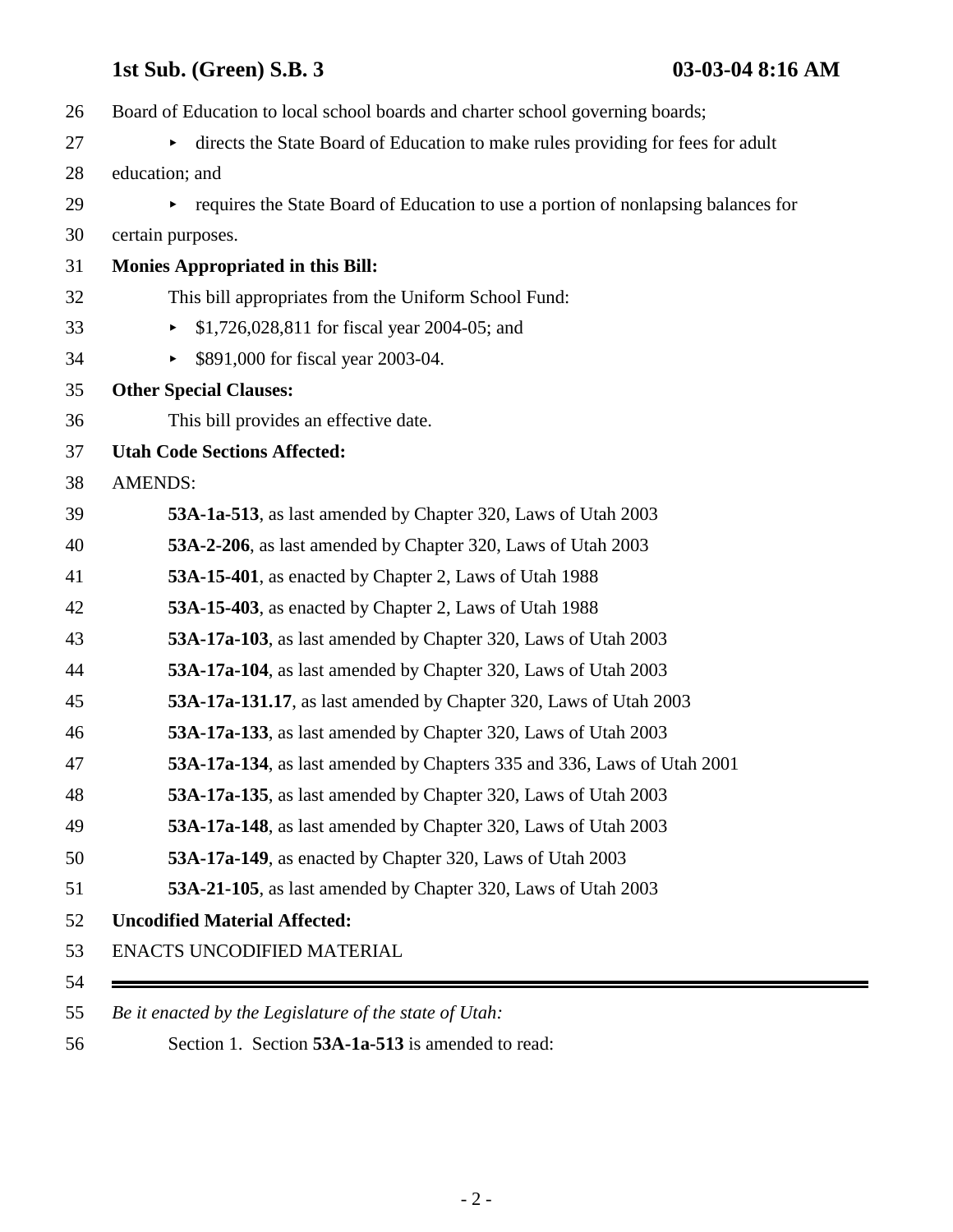Board of Education to local school boards and charter school governing boards;

- directs the State Board of Education to make rules providing for fees for adult education; and
- requires the State Board of Education to use a portion of nonlapsing balances for certain purposes.

**Monies Appropriated in this Bill:**

This bill appropriates from the Uniform School Fund:

- $1,726,028,811 for fiscal year 2004-05; and
- $891,000 for fiscal year 2003-04.

**Other Special Clauses:**

This bill provides an effective date.

**Utah Code Sections Affected:**

AMENDS:

**53A-1a-513**, as last amended by Chapter 320, Laws of Utah 2003
**53A-2-206**, as last amended by Chapter 320, Laws of Utah 2003
**53A-15-401**, as enacted by Chapter 2, Laws of Utah 1988
**53A-15-403**, as enacted by Chapter 2, Laws of Utah 1988
**53A-17a-103**, as last amended by Chapter 320, Laws of Utah 2003
**53A-17a-104**, as last amended by Chapter 320, Laws of Utah 2003
**53A-17a-131.17**, as last amended by Chapter 320, Laws of Utah 2003
**53A-17a-133**, as last amended by Chapter 320, Laws of Utah 2003
**53A-17a-134**, as last amended by Chapters 335 and 336, Laws of Utah 2001
**53A-17a-135**, as last amended by Chapter 320, Laws of Utah 2003
**53A-17a-148**, as last amended by Chapter 320, Laws of Utah 2003
**53A-17a-149**, as enacted by Chapter 320, Laws of Utah 2003
**53A-21-105**, as last amended by Chapter 320, Laws of Utah 2003

**Uncodified Material Affected:**

ENACTS UNCODIFIED MATERIAL

---

*Be it enacted by the Legislature of the state of Utah:*

Section 1. Section **53A-1a-513** is amended to read: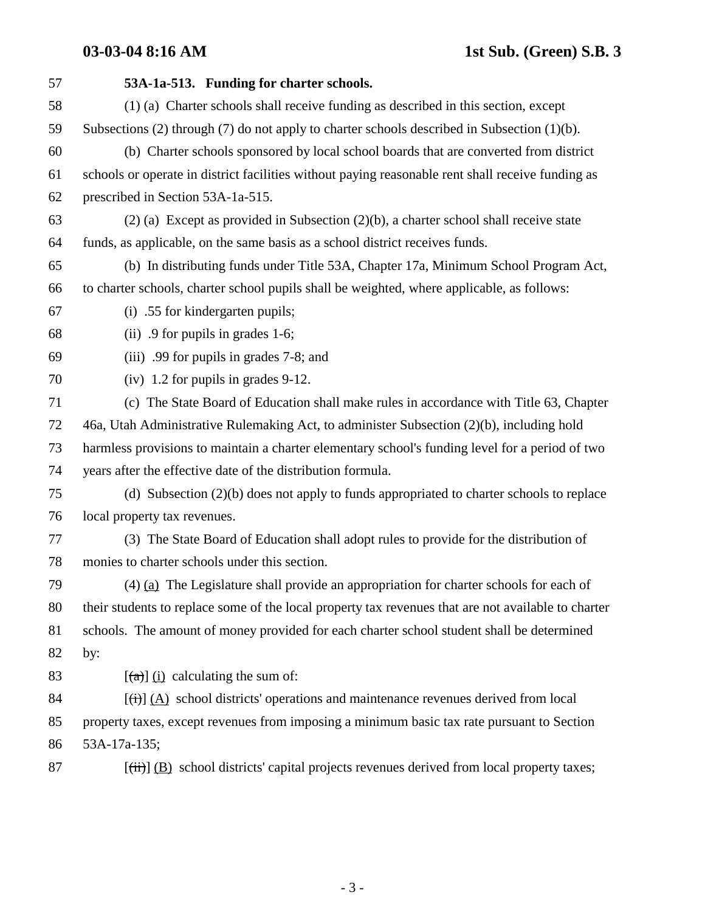**53A-1a-513. Funding for charter schools.**

(1) (a) Charter schools shall receive funding as described in this section, except Subsections (2) through (7) do not apply to charter schools described in Subsection (1)(b).

(b) Charter schools sponsored by local school boards that are converted from district schools or operate in district facilities without paying reasonable rent shall receive funding as prescribed in Section 53A-1a-515.

(2) (a) Except as provided in Subsection (2)(b), a charter school shall receive state funds, as applicable, on the same basis as a school district receives funds.

(b) In distributing funds under Title 53A, Chapter 17a, Minimum School Program Act, to charter schools, charter school pupils shall be weighted, where applicable, as follows:

(i) .55 for kindergarten pupils;

(ii) .9 for pupils in grades 1-6;

(iii) .99 for pupils in grades 7-8; and

(iv) 1.2 for pupils in grades 9-12.

(c) The State Board of Education shall make rules in accordance with Title 63, Chapter 46a, Utah Administrative Rulemaking Act, to administer Subsection (2)(b), including hold harmless provisions to maintain a charter elementary school's funding level for a period of two years after the effective date of the distribution formula.

(d) Subsection (2)(b) does not apply to funds appropriated to charter schools to replace local property tax revenues.

(3) The State Board of Education shall adopt rules to provide for the distribution of monies to charter schools under this section.

(4) <u>(a)</u> The Legislature shall provide an appropriation for charter schools for each of their students to replace some of the local property tax revenues that are not available to charter schools. The amount of money provided for each charter school student shall be determined by:

[~~(a)~~] <u>(i)</u> calculating the sum of:

[~~(i)~~] <u>(A)</u> school districts' operations and maintenance revenues derived from local property taxes, except revenues from imposing a minimum basic tax rate pursuant to Section 53A-17a-135;

[~~(ii)~~] <u>(B)</u> school districts' capital projects revenues derived from local property taxes;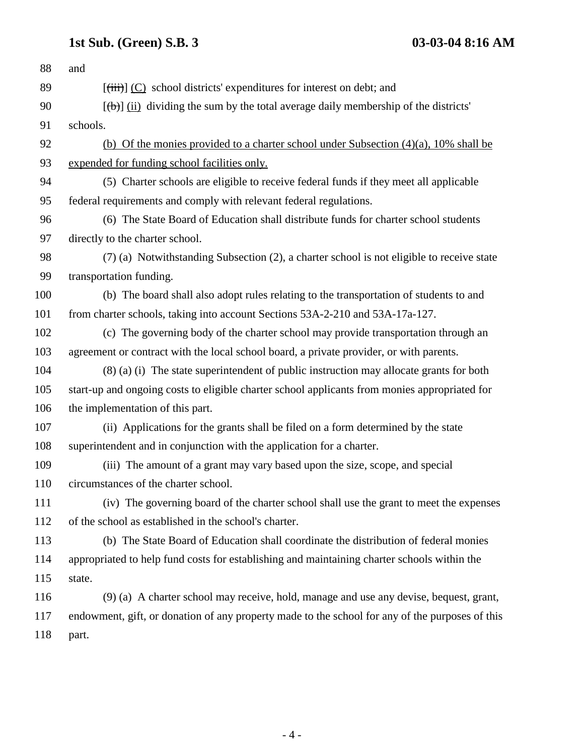88 and

89 [~~(iii)~~] <u>(C)</u> school districts' expenditures for interest on debt; and

90 [~~(b)~~] <u>(ii)</u> dividing the sum by the total average daily membership of the districts'

91 schools.

92 <u>(b) Of the monies provided to a charter school under Subsection (4)(a), 10% shall be</u>

93 <u>expended for funding school facilities only.</u>

94 (5) Charter schools are eligible to receive federal funds if they meet all applicable

95 federal requirements and comply with relevant federal regulations.

96 (6) The State Board of Education shall distribute funds for charter school students

97 directly to the charter school.

98 (7) (a) Notwithstanding Subsection (2), a charter school is not eligible to receive state

99 transportation funding.

100 (b) The board shall also adopt rules relating to the transportation of students to and

101 from charter schools, taking into account Sections 53A-2-210 and 53A-17a-127.

102 (c) The governing body of the charter school may provide transportation through an

103 agreement or contract with the local school board, a private provider, or with parents.

104 (8) (a) (i) The state superintendent of public instruction may allocate grants for both

105 start-up and ongoing costs to eligible charter school applicants from monies appropriated for

106 the implementation of this part.

107 (ii) Applications for the grants shall be filed on a form determined by the state

108 superintendent and in conjunction with the application for a charter.

109 (iii) The amount of a grant may vary based upon the size, scope, and special

110 circumstances of the charter school.

111 (iv) The governing board of the charter school shall use the grant to meet the expenses

112 of the school as established in the school's charter.

113 (b) The State Board of Education shall coordinate the distribution of federal monies

114 appropriated to help fund costs for establishing and maintaining charter schools within the

115 state.

116 (9) (a) A charter school may receive, hold, manage and use any devise, bequest, grant,

117 endowment, gift, or donation of any property made to the school for any of the purposes of this

118 part.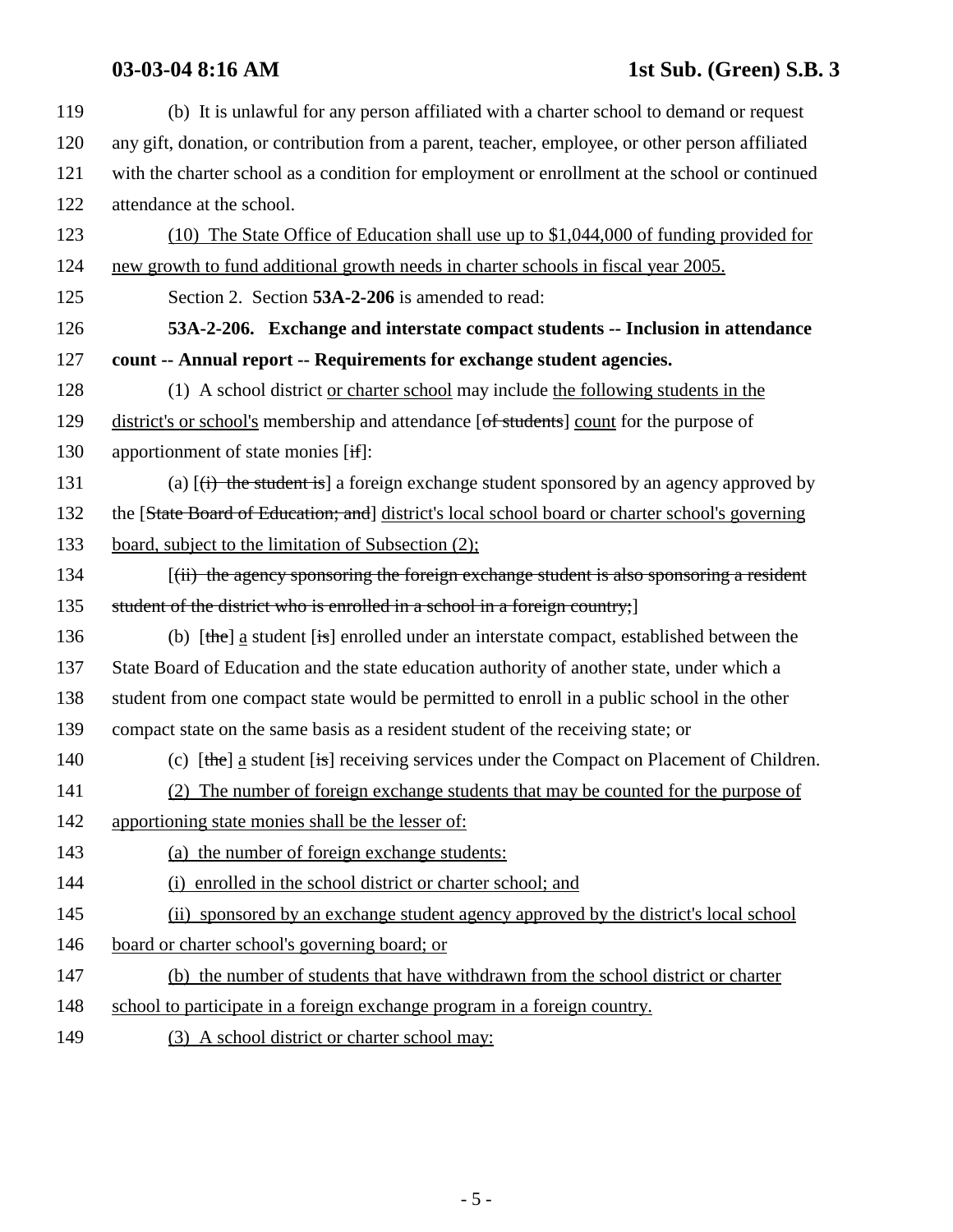119 (b) It is unlawful for any person affiliated with a charter school to demand or request
120 any gift, donation, or contribution from a parent, teacher, employee, or other person affiliated
121 with the charter school as a condition for employment or enrollment at the school or continued
122 attendance at the school.

123 (10) The State Office of Education shall use up to $1,044,000 of funding provided for
124 new growth to fund additional growth needs in charter schools in fiscal year 2005.

125 Section 2. Section **53A-2-206** is amended to read:

126 **53A-2-206. Exchange and interstate compact students -- Inclusion in attendance**
127 **count -- Annual report -- Requirements for exchange student agencies.**

128 (1) A school district or charter school may include the following students in the
129 district's or school's membership and attendance [of students] count for the purpose of
130 apportionment of state monies [if]:

131 (a) [(i) the student is] a foreign exchange student sponsored by an agency approved by
132 the [State Board of Education; and] district's local school board or charter school's governing
133 board, subject to the limitation of Subsection (2);

134 [(ii) the agency sponsoring the foreign exchange student is also sponsoring a resident
135 student of the district who is enrolled in a school in a foreign country;]

136 (b) [the] a student [is] enrolled under an interstate compact, established between the
137 State Board of Education and the state education authority of another state, under which a
138 student from one compact state would be permitted to enroll in a public school in the other
139 compact state on the same basis as a resident student of the receiving state; or

140 (c) [the] a student [is] receiving services under the Compact on Placement of Children.

141 (2) The number of foreign exchange students that may be counted for the purpose of
142 apportioning state monies shall be the lesser of:

143 (a) the number of foreign exchange students:

144 (i) enrolled in the school district or charter school; and

145 (ii) sponsored by an exchange student agency approved by the district's local school
146 board or charter school's governing board; or

147 (b) the number of students that have withdrawn from the school district or charter
148 school to participate in a foreign exchange program in a foreign country.

149 (3) A school district or charter school may: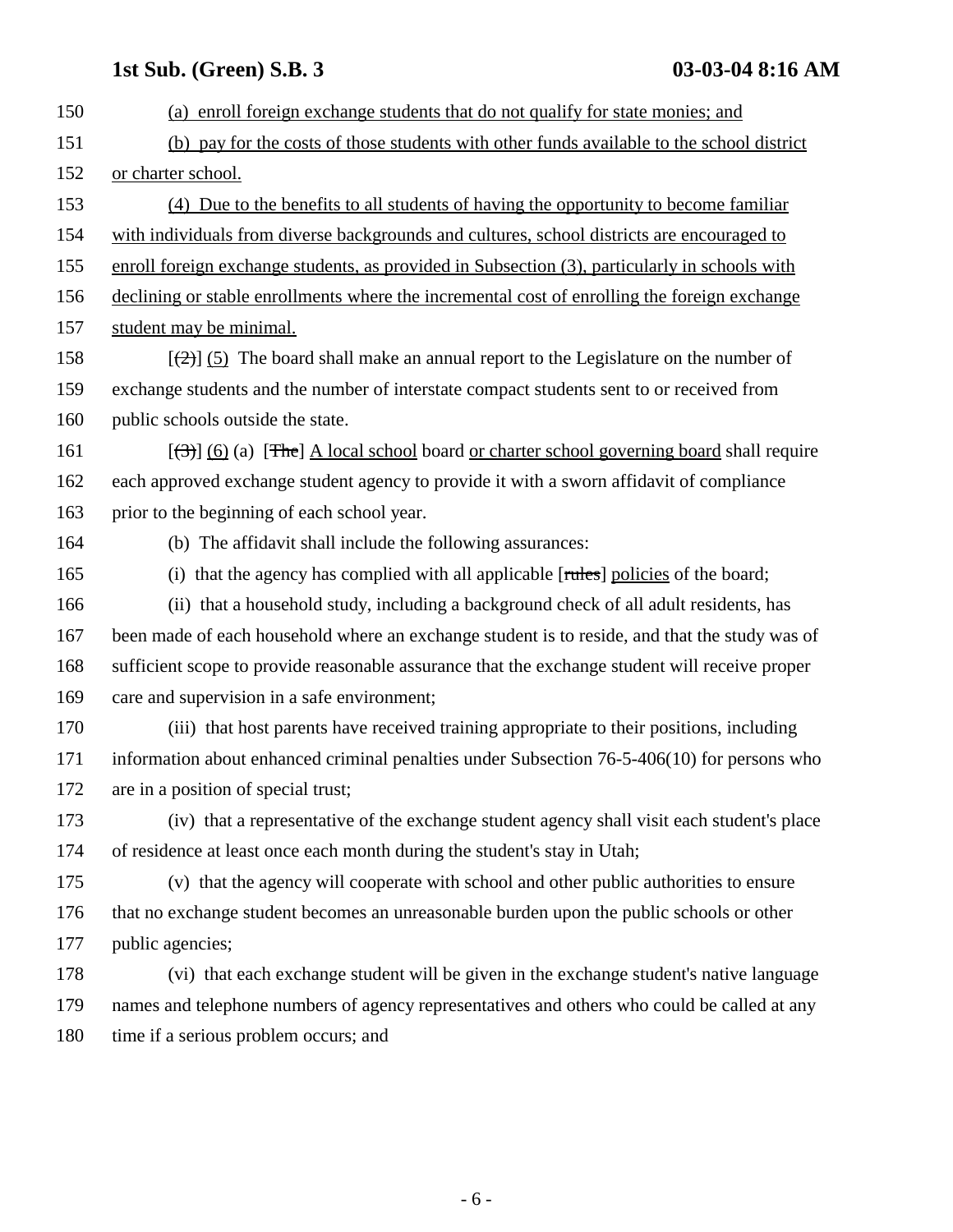150 (a) enroll foreign exchange students that do not qualify for state monies; and

151 (b) pay for the costs of those students with other funds available to the school district

152 or charter school.

153 (4) Due to the benefits to all students of having the opportunity to become familiar

154 with individuals from diverse backgrounds and cultures, school districts are encouraged to

155 enroll foreign exchange students, as provided in Subsection (3), particularly in schools with

156 declining or stable enrollments where the incremental cost of enrolling the foreign exchange

157 student may be minimal.

158 [~~(2)~~] (5) The board shall make an annual report to the Legislature on the number of

159 exchange students and the number of interstate compact students sent to or received from

160 public schools outside the state.

161 [~~(3)~~] (6) (a) [~~The~~] A local school board or charter school governing board shall require

162 each approved exchange student agency to provide it with a sworn affidavit of compliance

163 prior to the beginning of each school year.

164 (b) The affidavit shall include the following assurances:

165 (i) that the agency has complied with all applicable [~~rules~~] policies of the board;

166 (ii) that a household study, including a background check of all adult residents, has

167 been made of each household where an exchange student is to reside, and that the study was of

168 sufficient scope to provide reasonable assurance that the exchange student will receive proper

169 care and supervision in a safe environment;

170 (iii) that host parents have received training appropriate to their positions, including

171 information about enhanced criminal penalties under Subsection 76-5-406(10) for persons who

172 are in a position of special trust;

173 (iv) that a representative of the exchange student agency shall visit each student's place

174 of residence at least once each month during the student's stay in Utah;

175 (v) that the agency will cooperate with school and other public authorities to ensure

176 that no exchange student becomes an unreasonable burden upon the public schools or other

177 public agencies;

178 (vi) that each exchange student will be given in the exchange student's native language

179 names and telephone numbers of agency representatives and others who could be called at any

180 time if a serious problem occurs; and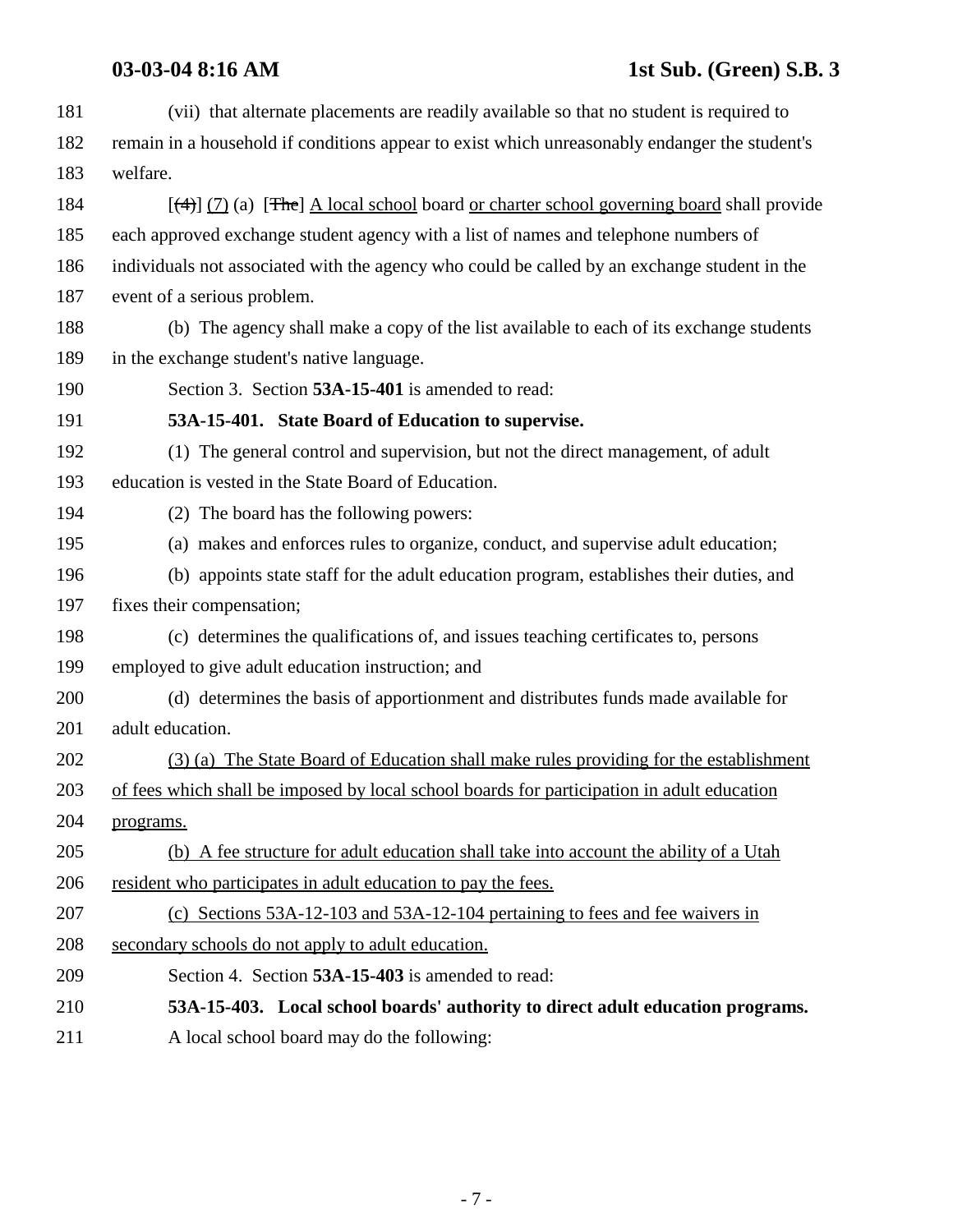181 (vii) that alternate placements are readily available so that no student is required to
182 remain in a household if conditions appear to exist which unreasonably endanger the student's
183 welfare.

184 [~~(4)~~] <u>(7)</u> (a) [~~The~~] <u>A local school</u> board <u>or charter school governing board</u> shall provide
185 each approved exchange student agency with a list of names and telephone numbers of
186 individuals not associated with the agency who could be called by an exchange student in the
187 event of a serious problem.

188 (b) The agency shall make a copy of the list available to each of its exchange students
189 in the exchange student's native language.

190 Section 3. Section **53A-15-401** is amended to read:

191 **53A-15-401. State Board of Education to supervise.**

192 (1) The general control and supervision, but not the direct management, of adult
193 education is vested in the State Board of Education.

194 (2) The board has the following powers:

195 (a) makes and enforces rules to organize, conduct, and supervise adult education;

196 (b) appoints state staff for the adult education program, establishes their duties, and
197 fixes their compensation;

198 (c) determines the qualifications of, and issues teaching certificates to, persons
199 employed to give adult education instruction; and

200 (d) determines the basis of apportionment and distributes funds made available for
201 adult education.

202 <u>(3) (a) The State Board of Education shall make rules providing for the establishment</u>
203 <u>of fees which shall be imposed by local school boards for participation in adult education</u>
204 <u>programs.</u>

205 <u>(b) A fee structure for adult education shall take into account the ability of a Utah</u>
206 <u>resident who participates in adult education to pay the fees.</u>

207 <u>(c) Sections 53A-12-103 and 53A-12-104 pertaining to fees and fee waivers in</u>
208 <u>secondary schools do not apply to adult education.</u>

209 Section 4. Section **53A-15-403** is amended to read:

210 **53A-15-403. Local school boards' authority to direct adult education programs.**

211 A local school board may do the following: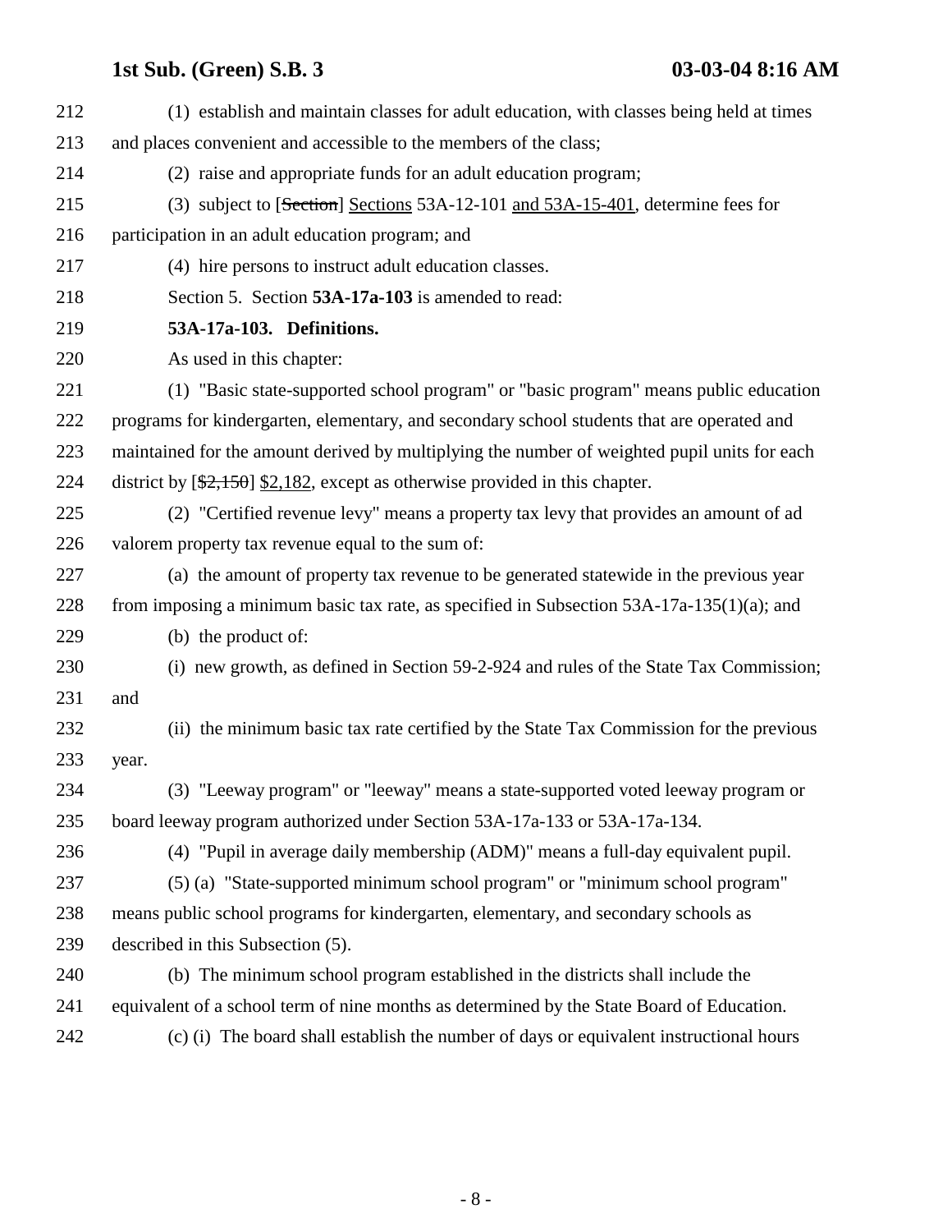212 (1) establish and maintain classes for adult education, with classes being held at times
213 and places convenient and accessible to the members of the class;

214 (2) raise and appropriate funds for an adult education program;

215 (3) subject to [~~Section~~] Sections 53A-12-101 and 53A-15-401, determine fees for
216 participation in an adult education program; and

217 (4) hire persons to instruct adult education classes.

218 Section 5. Section **53A-17a-103** is amended to read:

219 **53A-17a-103. Definitions.**

220 As used in this chapter:

221 (1) "Basic state-supported school program" or "basic program" means public education
222 programs for kindergarten, elementary, and secondary school students that are operated and
223 maintained for the amount derived by multiplying the number of weighted pupil units for each
224 district by [~~$2,150~~] $2,182, except as otherwise provided in this chapter.

225 (2) "Certified revenue levy" means a property tax levy that provides an amount of ad
226 valorem property tax revenue equal to the sum of:

227 (a) the amount of property tax revenue to be generated statewide in the previous year
228 from imposing a minimum basic tax rate, as specified in Subsection 53A-17a-135(1)(a); and

229 (b) the product of:

230 (i) new growth, as defined in Section 59-2-924 and rules of the State Tax Commission;
231 and

232 (ii) the minimum basic tax rate certified by the State Tax Commission for the previous
233 year.

234 (3) "Leeway program" or "leeway" means a state-supported voted leeway program or
235 board leeway program authorized under Section 53A-17a-133 or 53A-17a-134.

236 (4) "Pupil in average daily membership (ADM)" means a full-day equivalent pupil.

237 (5) (a) "State-supported minimum school program" or "minimum school program"
238 means public school programs for kindergarten, elementary, and secondary schools as
239 described in this Subsection (5).

240 (b) The minimum school program established in the districts shall include the
241 equivalent of a school term of nine months as determined by the State Board of Education.

242 (c) (i) The board shall establish the number of days or equivalent instructional hours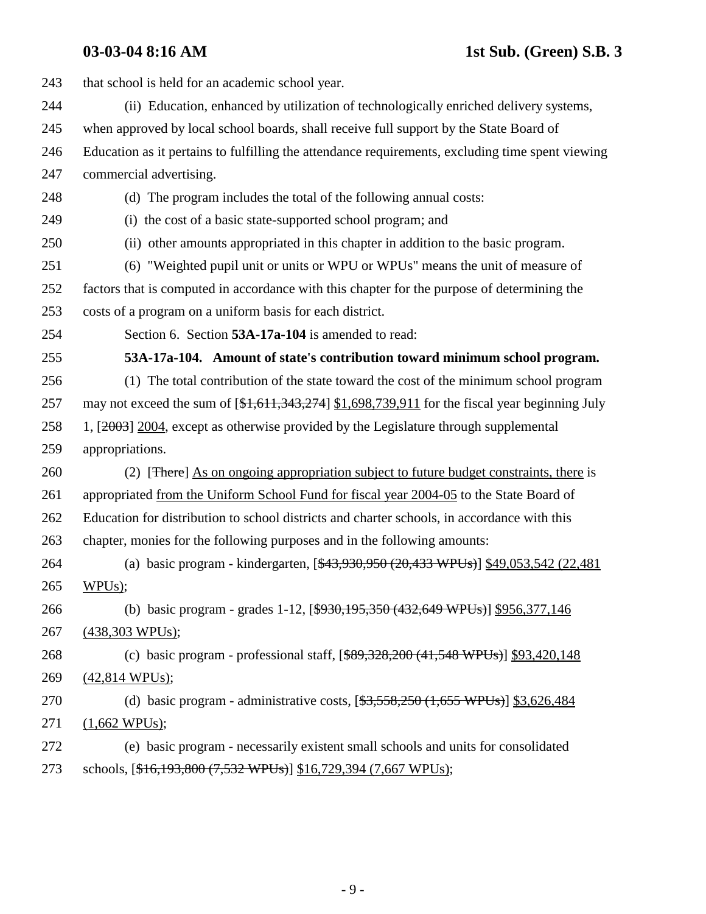that school is held for an academic school year.

(ii) Education, enhanced by utilization of technologically enriched delivery systems, when approved by local school boards, shall receive full support by the State Board of Education as it pertains to fulfilling the attendance requirements, excluding time spent viewing commercial advertising.

(d) The program includes the total of the following annual costs:

(i) the cost of a basic state-supported school program; and

(ii) other amounts appropriated in this chapter in addition to the basic program.

(6) "Weighted pupil unit or units or WPU or WPUs" means the unit of measure of factors that is computed in accordance with this chapter for the purpose of determining the costs of a program on a uniform basis for each district.

Section 6. Section **53A-17a-104** is amended to read:

**53A-17a-104. Amount of state's contribution toward minimum school program.**

(1) The total contribution of the state toward the cost of the minimum school program may not exceed the sum of [~~$1,611,343,274~~] $1,698,739,911 for the fiscal year beginning July 1, [~~2003~~] 2004, except as otherwise provided by the Legislature through supplemental appropriations.

(2) [~~There~~] As on ongoing appropriation subject to future budget constraints, there is appropriated from the Uniform School Fund for fiscal year 2004-05 to the State Board of Education for distribution to school districts and charter schools, in accordance with this chapter, monies for the following purposes and in the following amounts:

(a) basic program - kindergarten, [~~$43,930,950 (20,433 WPUs)~~] $49,053,542 (22,481 WPUs);

(b) basic program - grades 1-12, [~~$930,195,350 (432,649 WPUs)~~] $956,377,146 (438,303 WPUs);

(c) basic program - professional staff, [~~$89,328,200 (41,548 WPUs)~~] $93,420,148 (42,814 WPUs);

(d) basic program - administrative costs, [~~$3,558,250 (1,655 WPUs)~~] $3,626,484 (1,662 WPUs);

(e) basic program - necessarily existent small schools and units for consolidated schools, [~~$16,193,800 (7,532 WPUs)~~] $16,729,394 (7,667 WPUs);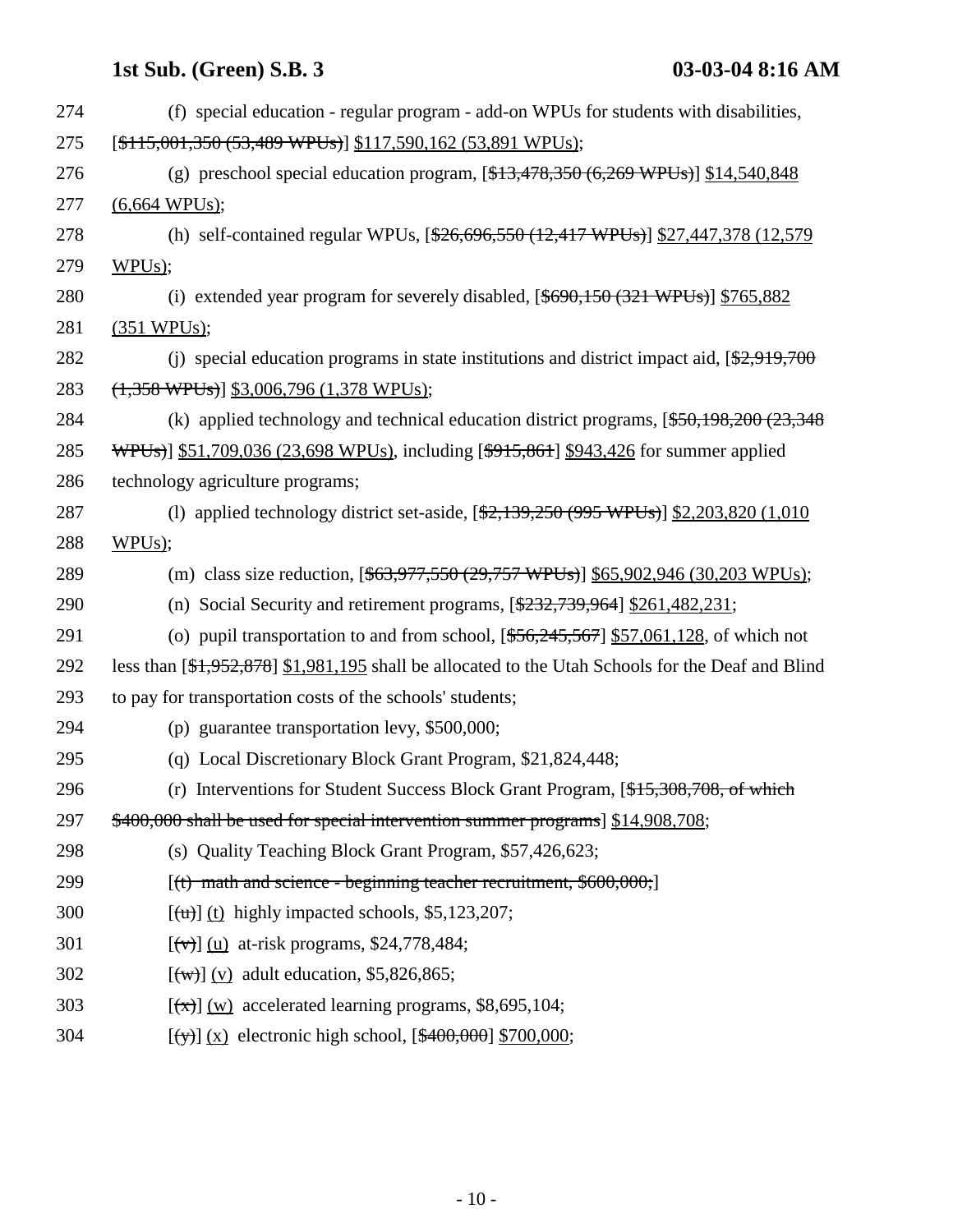(f) special education - regular program - add-on WPUs for students with disabilities, [~~$115,001,350 (53,489 WPUs)~~] <u>$117,590,162 (53,891 WPUs)</u>;

(g) preschool special education program, [~~$13,478,350 (6,269 WPUs)~~] <u>$14,540,848 (6,664 WPUs)</u>;

(h) self-contained regular WPUs, [~~$26,696,550 (12,417 WPUs)~~] <u>$27,447,378 (12,579 WPUs)</u>;

(i) extended year program for severely disabled, [~~$690,150 (321 WPUs)~~] <u>$765,882 (351 WPUs)</u>;

(j) special education programs in state institutions and district impact aid, [~~$2,919,700 (1,358 WPUs)~~] <u>$3,006,796 (1,378 WPUs)</u>;

(k) applied technology and technical education district programs, [~~$50,198,200 (23,348 WPUs)~~] <u>$51,709,036 (23,698 WPUs)</u>, including [~~$915,861~~] <u>$943,426</u> for summer applied technology agriculture programs;

(l) applied technology district set-aside, [~~$2,139,250 (995 WPUs)~~] <u>$2,203,820 (1,010 WPUs)</u>;

(m) class size reduction, [~~$63,977,550 (29,757 WPUs)~~] <u>$65,902,946 (30,203 WPUs)</u>;

(n) Social Security and retirement programs, [~~$232,739,964~~] <u>$261,482,231</u>;

(o) pupil transportation to and from school, [~~$56,245,567~~] <u>$57,061,128</u>, of which not less than [~~$1,952,878~~] <u>$1,981,195</u> shall be allocated to the Utah Schools for the Deaf and Blind to pay for transportation costs of the schools' students;

(p) guarantee transportation levy, $500,000;

(q) Local Discretionary Block Grant Program, $21,824,448;

(r) Interventions for Student Success Block Grant Program, [~~$15,308,708, of which $400,000 shall be used for special intervention summer programs~~] <u>$14,908,708</u>;

(s) Quality Teaching Block Grant Program, $57,426,623;

[~~(t) math and science - beginning teacher recruitment, $600,000;~~]

[~~(u)~~] <u>(t)</u> highly impacted schools, $5,123,207;

[~~(v)~~] <u>(u)</u> at-risk programs, $24,778,484;

[~~(w)~~] <u>(v)</u> adult education, $5,826,865;

[~~(x)~~] <u>(w)</u> accelerated learning programs, $8,695,104;

[~~(y)~~] <u>(x)</u> electronic high school, [~~$400,000~~] <u>$700,000</u>;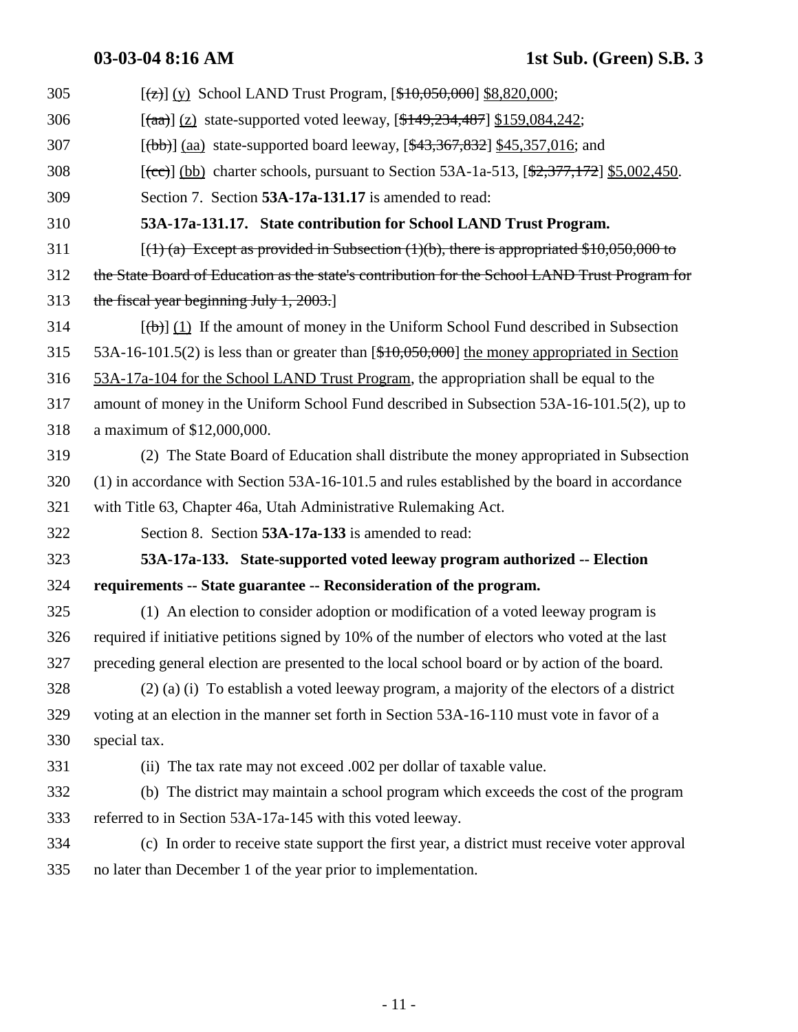305 [~~(z)~~] (y) School LAND Trust Program, [~~$10,050,000~~] $8,820,000;

306 [~~(aa)~~] (z) state-supported voted leeway, [~~$149,234,487~~] $159,084,242;

307 [~~(bb)~~] (aa) state-supported board leeway, [~~$43,367,832~~] $45,357,016; and

308 [~~(cc)~~] (bb) charter schools, pursuant to Section 53A-1a-513, [~~$2,377,172~~] $5,002,450.

309 Section 7. Section **53A-17a-131.17** is amended to read:

310 **53A-17a-131.17. State contribution for School LAND Trust Program.**

311 [~~(1) (a) Except as provided in Subsection (1)(b), there is appropriated $10,050,000 to~~

312 ~~the State Board of Education as the state's contribution for the School LAND Trust Program for~~

313 ~~the fiscal year beginning July 1, 2003.~~]

314 [~~(b)~~] (1) If the amount of money in the Uniform School Fund described in Subsection

315 53A-16-101.5(2) is less than or greater than [~~$10,050,000~~] the money appropriated in Section

316 53A-17a-104 for the School LAND Trust Program, the appropriation shall be equal to the

317 amount of money in the Uniform School Fund described in Subsection 53A-16-101.5(2), up to

318 a maximum of $12,000,000.

319 (2) The State Board of Education shall distribute the money appropriated in Subsection

320 (1) in accordance with Section 53A-16-101.5 and rules established by the board in accordance

321 with Title 63, Chapter 46a, Utah Administrative Rulemaking Act.

322 Section 8. Section **53A-17a-133** is amended to read:

323 **53A-17a-133. State-supported voted leeway program authorized -- Election**

324 **requirements -- State guarantee -- Reconsideration of the program.**

325 (1) An election to consider adoption or modification of a voted leeway program is

326 required if initiative petitions signed by 10% of the number of electors who voted at the last

327 preceding general election are presented to the local school board or by action of the board.

328 (2) (a) (i) To establish a voted leeway program, a majority of the electors of a district

329 voting at an election in the manner set forth in Section 53A-16-110 must vote in favor of a

330 special tax.

331 (ii) The tax rate may not exceed .002 per dollar of taxable value.

332 (b) The district may maintain a school program which exceeds the cost of the program

333 referred to in Section 53A-17a-145 with this voted leeway.

334 (c) In order to receive state support the first year, a district must receive voter approval

335 no later than December 1 of the year prior to implementation.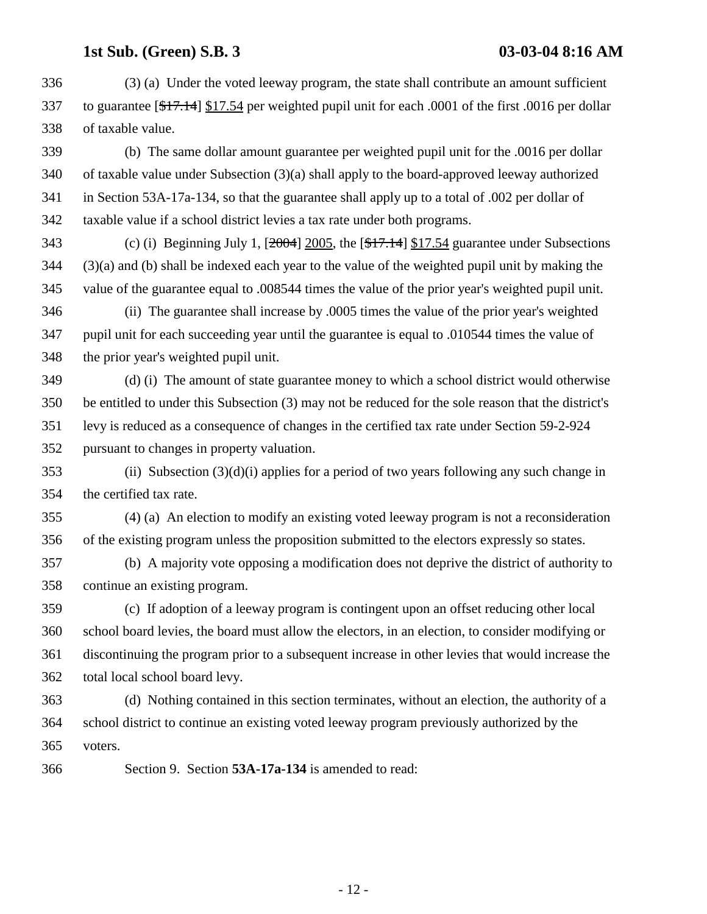336 (3) (a) Under the voted leeway program, the state shall contribute an amount sufficient
337 to guarantee [~~$17.14~~] <u>$17.54</u> per weighted pupil unit for each .0001 of the first .0016 per dollar
338 of taxable value.

339 (b) The same dollar amount guarantee per weighted pupil unit for the .0016 per dollar
340 of taxable value under Subsection (3)(a) shall apply to the board-approved leeway authorized
341 in Section 53A-17a-134, so that the guarantee shall apply up to a total of .002 per dollar of
342 taxable value if a school district levies a tax rate under both programs.

343 (c) (i) Beginning July 1, [~~2004~~] <u>2005</u>, the [~~$17.14~~] <u>$17.54</u> guarantee under Subsections
344 (3)(a) and (b) shall be indexed each year to the value of the weighted pupil unit by making the
345 value of the guarantee equal to .008544 times the value of the prior year's weighted pupil unit.

346 (ii) The guarantee shall increase by .0005 times the value of the prior year's weighted
347 pupil unit for each succeeding year until the guarantee is equal to .010544 times the value of
348 the prior year's weighted pupil unit.

349 (d) (i) The amount of state guarantee money to which a school district would otherwise
350 be entitled to under this Subsection (3) may not be reduced for the sole reason that the district's
351 levy is reduced as a consequence of changes in the certified tax rate under Section 59-2-924
352 pursuant to changes in property valuation.

353 (ii) Subsection (3)(d)(i) applies for a period of two years following any such change in
354 the certified tax rate.

355 (4) (a) An election to modify an existing voted leeway program is not a reconsideration
356 of the existing program unless the proposition submitted to the electors expressly so states.

357 (b) A majority vote opposing a modification does not deprive the district of authority to
358 continue an existing program.

359 (c) If adoption of a leeway program is contingent upon an offset reducing other local
360 school board levies, the board must allow the electors, in an election, to consider modifying or
361 discontinuing the program prior to a subsequent increase in other levies that would increase the
362 total local school board levy.

363 (d) Nothing contained in this section terminates, without an election, the authority of a
364 school district to continue an existing voted leeway program previously authorized by the
365 voters.

366 Section 9. Section **53A-17a-134** is amended to read: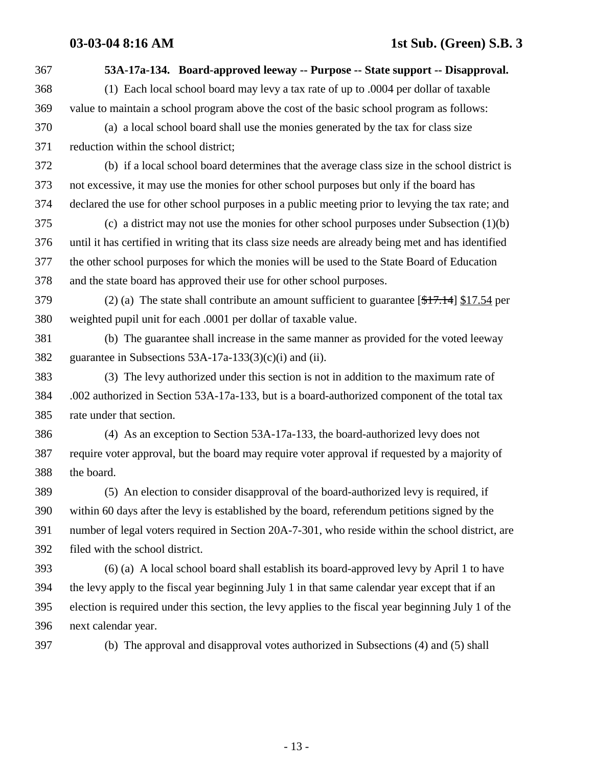**53A-17a-134. Board-approved leeway -- Purpose -- State support -- Disapproval.**

(1) Each local school board may levy a tax rate of up to .0004 per dollar of taxable value to maintain a school program above the cost of the basic school program as follows:

(a) a local school board shall use the monies generated by the tax for class size reduction within the school district;

(b) if a local school board determines that the average class size in the school district is not excessive, it may use the monies for other school purposes but only if the board has declared the use for other school purposes in a public meeting prior to levying the tax rate; and

(c) a district may not use the monies for other school purposes under Subsection (1)(b) until it has certified in writing that its class size needs are already being met and has identified the other school purposes for which the monies will be used to the State Board of Education and the state board has approved their use for other school purposes.

(2) (a) The state shall contribute an amount sufficient to guarantee [~~$17.14~~] <u>$17.54</u> per weighted pupil unit for each .0001 per dollar of taxable value.

(b) The guarantee shall increase in the same manner as provided for the voted leeway guarantee in Subsections 53A-17a-133(3)(c)(i) and (ii).

(3) The levy authorized under this section is not in addition to the maximum rate of .002 authorized in Section 53A-17a-133, but is a board-authorized component of the total tax rate under that section.

(4) As an exception to Section 53A-17a-133, the board-authorized levy does not require voter approval, but the board may require voter approval if requested by a majority of the board.

(5) An election to consider disapproval of the board-authorized levy is required, if within 60 days after the levy is established by the board, referendum petitions signed by the number of legal voters required in Section 20A-7-301, who reside within the school district, are filed with the school district.

(6) (a) A local school board shall establish its board-approved levy by April 1 to have the levy apply to the fiscal year beginning July 1 in that same calendar year except that if an election is required under this section, the levy applies to the fiscal year beginning July 1 of the next calendar year.

(b) The approval and disapproval votes authorized in Subsections (4) and (5) shall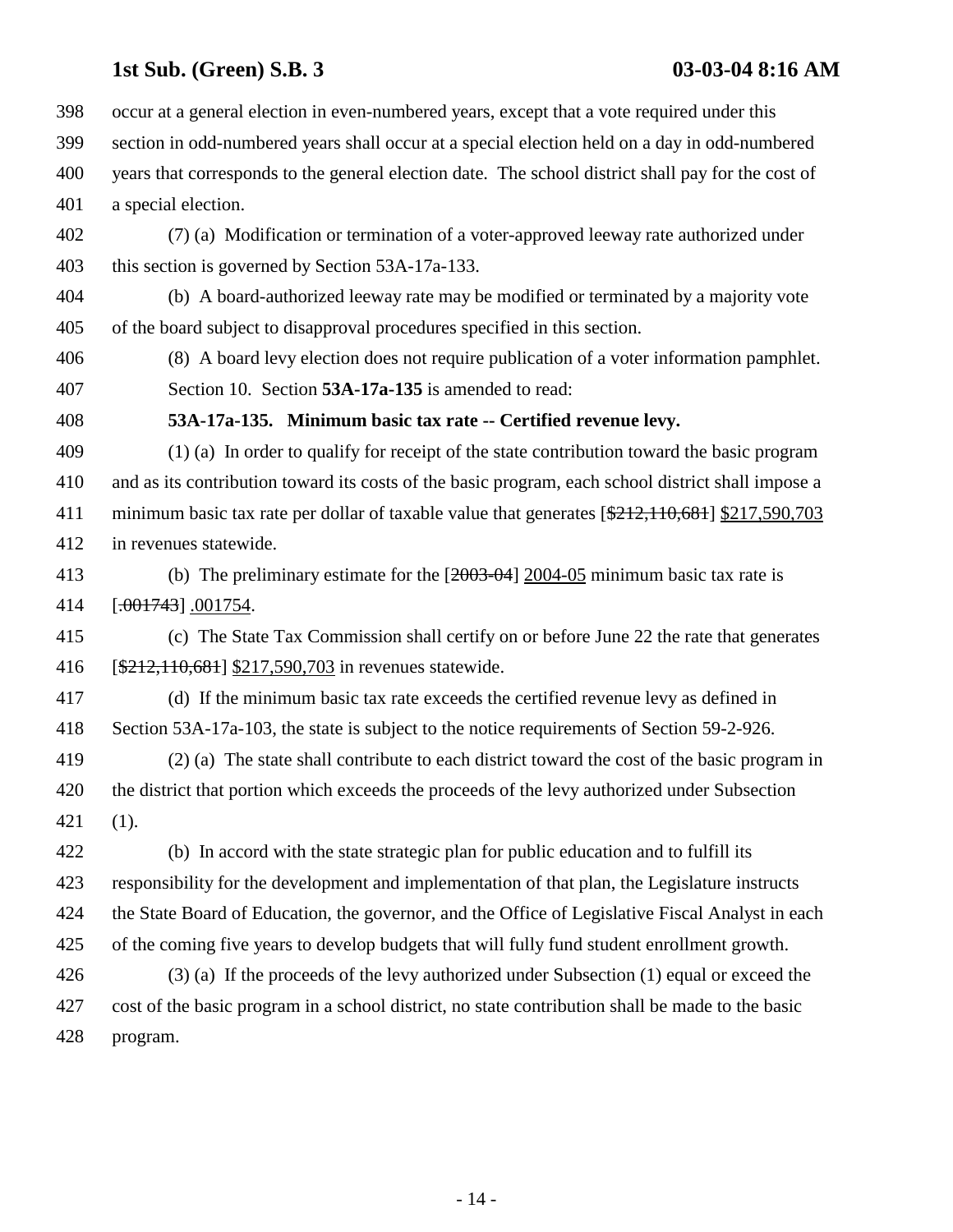occur at a general election in even-numbered years, except that a vote required under this section in odd-numbered years shall occur at a special election held on a day in odd-numbered years that corresponds to the general election date. The school district shall pay for the cost of a special election.

(7) (a) Modification or termination of a voter-approved leeway rate authorized under this section is governed by Section 53A-17a-133.

(b) A board-authorized leeway rate may be modified or terminated by a majority vote of the board subject to disapproval procedures specified in this section.

(8) A board levy election does not require publication of a voter information pamphlet.

Section 10. Section **53A-17a-135** is amended to read:

**53A-17a-135. Minimum basic tax rate -- Certified revenue levy.**

(1) (a) In order to qualify for receipt of the state contribution toward the basic program and as its contribution toward its costs of the basic program, each school district shall impose a minimum basic tax rate per dollar of taxable value that generates [~~$212,110,681~~] $217,590,703 in revenues statewide.

(b) The preliminary estimate for the [~~2003-04~~] 2004-05 minimum basic tax rate is [~~.001743~~] .001754.

(c) The State Tax Commission shall certify on or before June 22 the rate that generates [~~$212,110,681~~] $217,590,703 in revenues statewide.

(d) If the minimum basic tax rate exceeds the certified revenue levy as defined in Section 53A-17a-103, the state is subject to the notice requirements of Section 59-2-926.

(2) (a) The state shall contribute to each district toward the cost of the basic program in the district that portion which exceeds the proceeds of the levy authorized under Subsection (1).

(b) In accord with the state strategic plan for public education and to fulfill its responsibility for the development and implementation of that plan, the Legislature instructs the State Board of Education, the governor, and the Office of Legislative Fiscal Analyst in each of the coming five years to develop budgets that will fully fund student enrollment growth.

(3) (a) If the proceeds of the levy authorized under Subsection (1) equal or exceed the cost of the basic program in a school district, no state contribution shall be made to the basic program.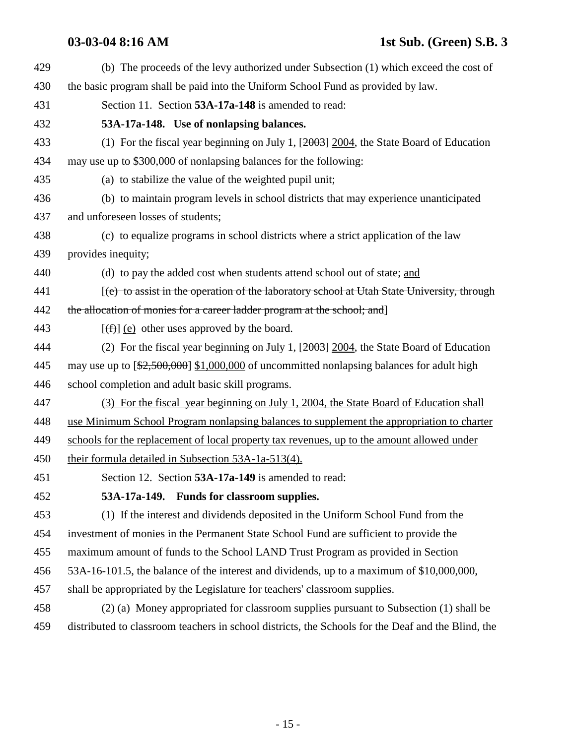429 (b) The proceeds of the levy authorized under Subsection (1) which exceed the cost of
430 the basic program shall be paid into the Uniform School Fund as provided by law.

431 Section 11. Section **53A-17a-148** is amended to read:

432 **53A-17a-148. Use of nonlapsing balances.**

433 (1) For the fiscal year beginning on July 1, [~~2003~~] <u>2004</u>, the State Board of Education
434 may use up to $300,000 of nonlapsing balances for the following:

435 (a) to stabilize the value of the weighted pupil unit;

436 (b) to maintain program levels in school districts that may experience unanticipated
437 and unforeseen losses of students;

438 (c) to equalize programs in school districts where a strict application of the law
439 provides inequity;

440 (d) to pay the added cost when students attend school out of state; <u>and</u>

441 [~~(e) to assist in the operation of the laboratory school at Utah State University, through~~
442 ~~the allocation of monies for a career ladder program at the school; and~~]

443 [~~(f)~~] <u>(e)</u> other uses approved by the board.

444 (2) For the fiscal year beginning on July 1, [~~2003~~] <u>2004</u>, the State Board of Education
445 may use up to [~~$2,500,000~~] <u>$1,000,000</u> of uncommitted nonlapsing balances for adult high
446 school completion and adult basic skill programs.

447 <u>(3) For the fiscal year beginning on July 1, 2004, the State Board of Education shall</u>
448 <u>use Minimum School Program nonlapsing balances to supplement the appropriation to charter</u>
449 <u>schools for the replacement of local property tax revenues, up to the amount allowed under</u>
450 <u>their formula detailed in Subsection 53A-1a-513(4).</u>

451 Section 12. Section **53A-17a-149** is amended to read:

452 **53A-17a-149. Funds for classroom supplies.**

453 (1) If the interest and dividends deposited in the Uniform School Fund from the
454 investment of monies in the Permanent State School Fund are sufficient to provide the
455 maximum amount of funds to the School LAND Trust Program as provided in Section
456 53A-16-101.5, the balance of the interest and dividends, up to a maximum of $10,000,000,
457 shall be appropriated by the Legislature for teachers' classroom supplies.

458 (2) (a) Money appropriated for classroom supplies pursuant to Subsection (1) shall be
459 distributed to classroom teachers in school districts, the Schools for the Deaf and the Blind, the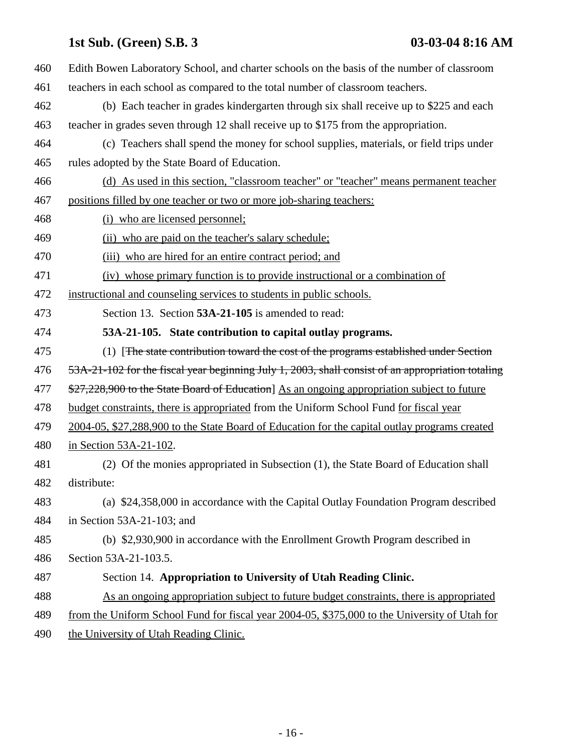Edith Bowen Laboratory School, and charter schools on the basis of the number of classroom teachers in each school as compared to the total number of classroom teachers.

(b) Each teacher in grades kindergarten through six shall receive up to $225 and each teacher in grades seven through 12 shall receive up to $175 from the appropriation.

(c) Teachers shall spend the money for school supplies, materials, or field trips under rules adopted by the State Board of Education.

(d) As used in this section, "classroom teacher" or "teacher" means permanent teacher positions filled by one teacher or two or more job-sharing teachers:

(i) who are licensed personnel;

(ii) who are paid on the teacher's salary schedule;

(iii) who are hired for an entire contract period; and

(iv) whose primary function is to provide instructional or a combination of instructional and counseling services to students in public schools.

Section 13. Section **53A-21-105** is amended to read:

**53A-21-105. State contribution to capital outlay programs.**

(1) [~~The state contribution toward the cost of the programs established under Section 53A-21-102 for the fiscal year beginning July 1, 2003, shall consist of an appropriation totaling $27,228,900 to the State Board of Education~~] As an ongoing appropriation subject to future budget constraints, there is appropriated from the Uniform School Fund for fiscal year 2004-05, $27,288,900 to the State Board of Education for the capital outlay programs created in Section 53A-21-102.

(2) Of the monies appropriated in Subsection (1), the State Board of Education shall distribute:

(a) $24,358,000 in accordance with the Capital Outlay Foundation Program described in Section 53A-21-103; and

(b) $2,930,900 in accordance with the Enrollment Growth Program described in Section 53A-21-103.5.

Section 14. **Appropriation to University of Utah Reading Clinic.**

As an ongoing appropriation subject to future budget constraints, there is appropriated from the Uniform School Fund for fiscal year 2004-05, $375,000 to the University of Utah for the University of Utah Reading Clinic.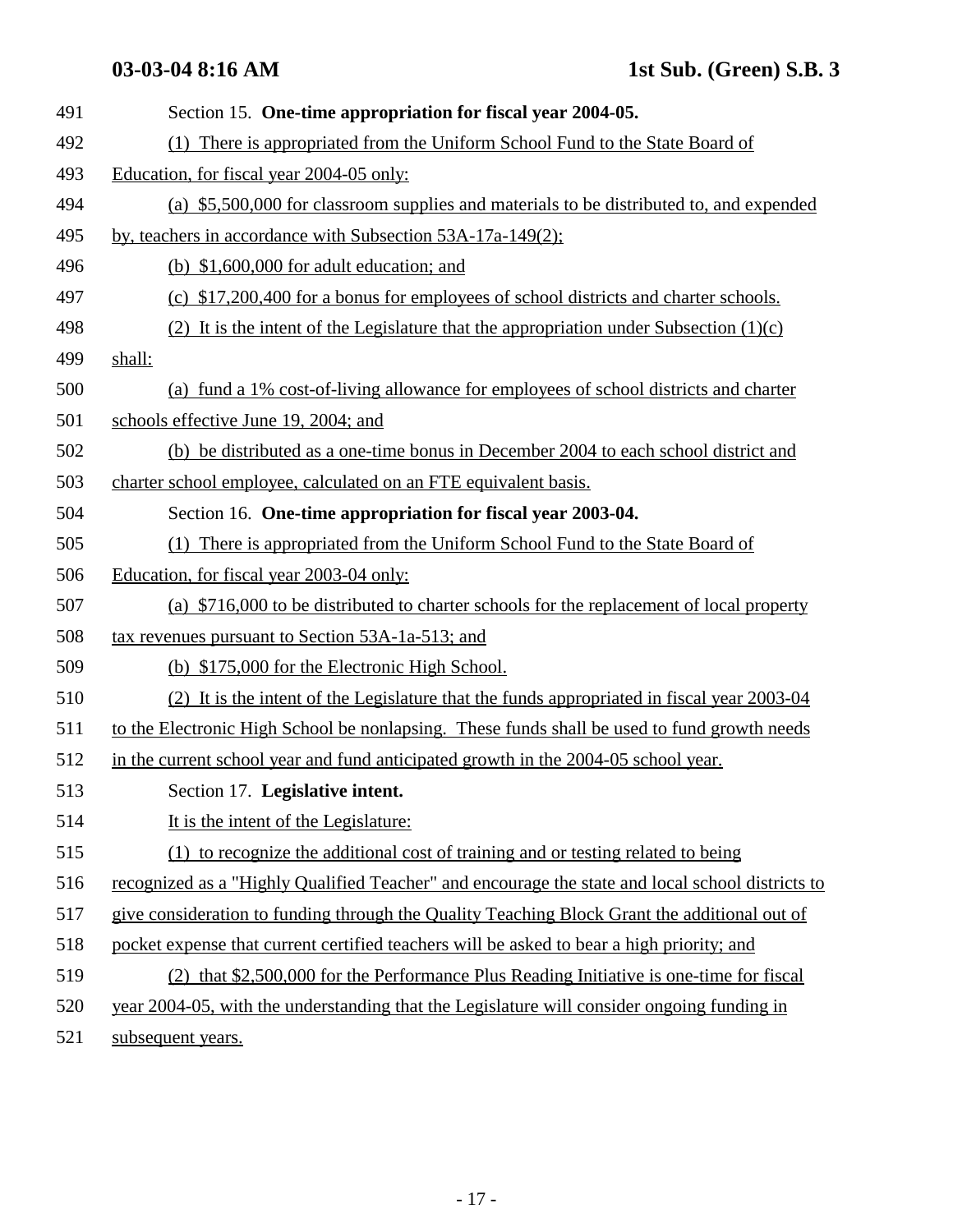Section 15. **One-time appropriation for fiscal year 2004-05.**

(1) There is appropriated from the Uniform School Fund to the State Board of Education, for fiscal year 2004-05 only:

(a) $5,500,000 for classroom supplies and materials to be distributed to, and expended by, teachers in accordance with Subsection 53A-17a-149(2);

(b) $1,600,000 for adult education; and

(c) $17,200,400 for a bonus for employees of school districts and charter schools.

(2) It is the intent of the Legislature that the appropriation under Subsection (1)(c) shall:

(a) fund a 1% cost-of-living allowance for employees of school districts and charter schools effective June 19, 2004; and

(b) be distributed as a one-time bonus in December 2004 to each school district and charter school employee, calculated on an FTE equivalent basis.

Section 16. **One-time appropriation for fiscal year 2003-04.**

(1) There is appropriated from the Uniform School Fund to the State Board of Education, for fiscal year 2003-04 only:

(a) $716,000 to be distributed to charter schools for the replacement of local property tax revenues pursuant to Section 53A-1a-513; and

(b) $175,000 for the Electronic High School.

(2) It is the intent of the Legislature that the funds appropriated in fiscal year 2003-04 to the Electronic High School be nonlapsing. These funds shall be used to fund growth needs in the current school year and fund anticipated growth in the 2004-05 school year.

Section 17. **Legislative intent.**

It is the intent of the Legislature:

(1) to recognize the additional cost of training and or testing related to being recognized as a "Highly Qualified Teacher" and encourage the state and local school districts to give consideration to funding through the Quality Teaching Block Grant the additional out of pocket expense that current certified teachers will be asked to bear a high priority; and

(2) that $2,500,000 for the Performance Plus Reading Initiative is one-time for fiscal year 2004-05, with the understanding that the Legislature will consider ongoing funding in subsequent years.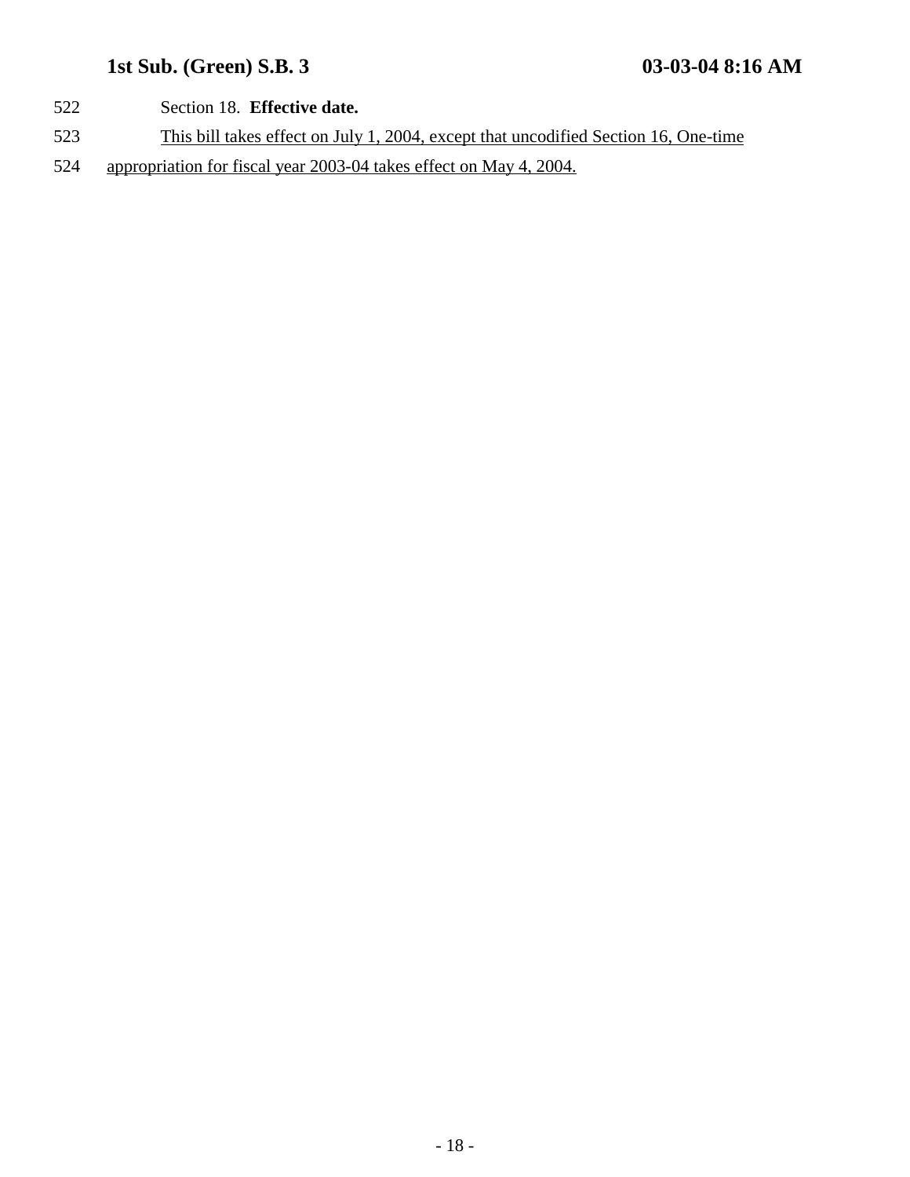522 Section 18. **Effective date.**

523 This bill takes effect on July 1, 2004, except that uncodified Section 16, One-time

524 appropriation for fiscal year 2003-04 takes effect on May 4, 2004.